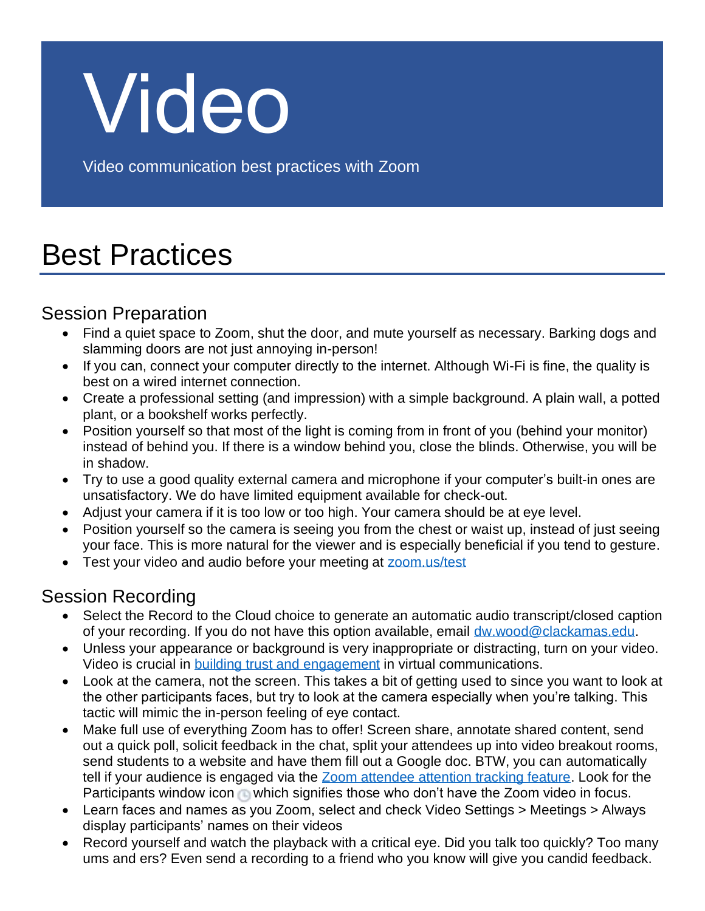# Video

Video communication best practices with Zoom

## Best Practices

### Session Preparation

- Find a quiet space to Zoom, shut the door, and mute yourself as necessary. Barking dogs and slamming doors are not just annoying in-person!
- If you can, connect your computer directly to the internet. Although Wi-Fi is fine, the quality is best on a wired internet connection.
- Create a professional setting (and impression) with a simple background. A plain wall, a potted plant, or a bookshelf works perfectly.
- Position yourself so that most of the light is coming from in front of you (behind your monitor) instead of behind you. If there is a window behind you, close the blinds. Otherwise, you will be in shadow.
- Try to use a good quality external camera and microphone if your computer's built-in ones are unsatisfactory. We do have limited equipment available for check-out.
- Adjust your camera if it is too low or too high. Your camera should be at eye level.
- Position yourself so the camera is seeing you from the chest or waist up, instead of just seeing your face. This is more natural for the viewer and is especially beneficial if you tend to gesture.
- Test your video and audio before your meeting at [zoom.us/test](zoom.us/test)

### Session Recording

- Select the Record to the Cloud choice to generate an automatic audio transcript/closed caption of your recording. If you do not have this option available, email [dw.wood@clackamas.edu](mailto:dw.wood@clackamas.edu).
- Unless your appearance or background is very inappropriate or distracting, turn on your video. Video is crucial in [building trust and engagement](#) in virtual communications.
- Look at the camera, not the screen. This takes a bit of getting used to since you want to look at the other participants faces, but try to look at the camera especially when you're talking. This tactic will mimic the in-person feeling of eye contact.
- Make full use of everything Zoom has to offer! Screen share, annotate shared content, send out a quick poll, solicit feedback in the chat, split your attendees up into video breakout rooms, send students to a website and have them fill out a Google doc. BTW, you can automatically tell if your audience is engaged via the [Zoom attendee attention tracking feature](#). Look for the Participants window icon which signifies those who don't have the Zoom video in focus.
- Learn faces and names as you Zoom, select and check Video Settings > Meetings > Always display participants' names on their videos
- Record yourself and watch the playback with a critical eye. Did you talk too quickly? Too many ums and ers? Even send a recording to a friend who you know will give you candid feedback.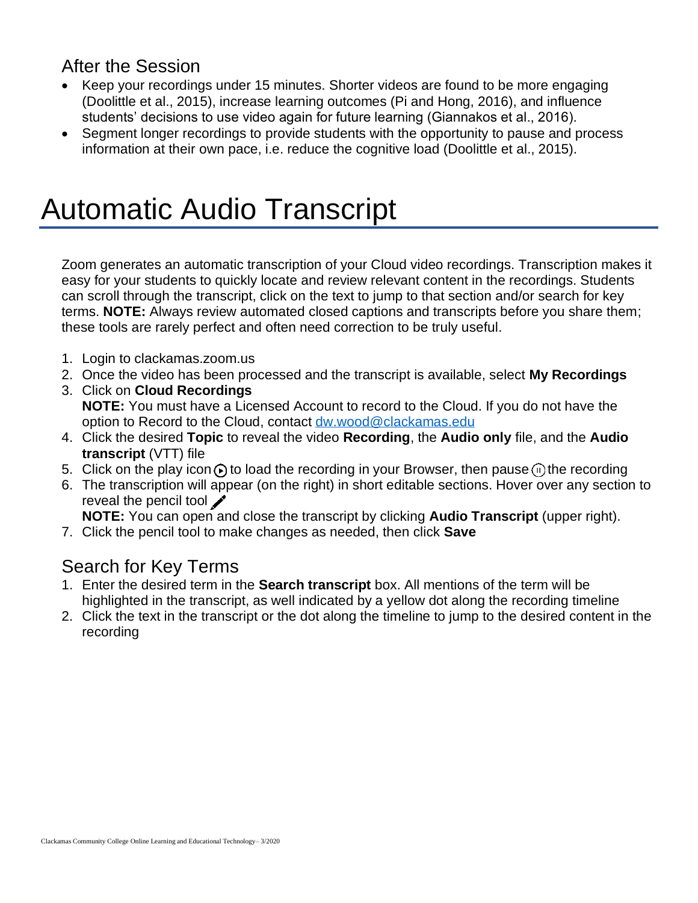## After the Session

- Keep your recordings under 15 minutes. Shorter videos are found to be more engaging (Doolittle et al., 2015), increase learning outcomes (Pi and Hong, 2016), and influence students' decisions to use video again for future learning (Giannakos et al., 2016).
- Segment longer recordings to provide students with the opportunity to pause and process information at their own pace, i.e. reduce the cognitive load (Doolittle et al., 2015).

# Automatic Audio Transcript

Zoom generates an automatic transcription of your Cloud video recordings. Transcription makes it easy for your students to quickly locate and review relevant content in the recordings. Students can scroll through the transcript, click on the text to jump to that section and/or search for key terms. **NOTE:** Always review automated closed captions and transcripts before you share them; these tools are rarely perfect and often need correction to be truly useful.

1. Login to clackamas.zoom.us
2. Once the video has been processed and the transcript is available, select **My Recordings**
3. Click on **Cloud Recordings**
   **NOTE:** You must have a Licensed Account to record to the Cloud. If you do not have the option to Record to the Cloud, contact [dw.wood@clackamas.edu](mailto:dw.wood@clackamas.edu)
4. Click the desired **Topic** to reveal the video **Recording**, the **Audio only** file, and the **Audio transcript** (VTT) file
5. Click on the play icon to load the recording in your Browser, then pause the recording
6. The transcription will appear (on the right) in short editable sections. Hover over any section to reveal the pencil tool
   **NOTE:** You can open and close the transcript by clicking **Audio Transcript** (upper right).
7. Click the pencil tool to make changes as needed, then click **Save**

## Search for Key Terms

1. Enter the desired term in the **Search transcript** box. All mentions of the term will be highlighted in the transcript, as well indicated by a yellow dot along the recording timeline
2. Click the text in the transcript or the dot along the timeline to jump to the desired content in the recording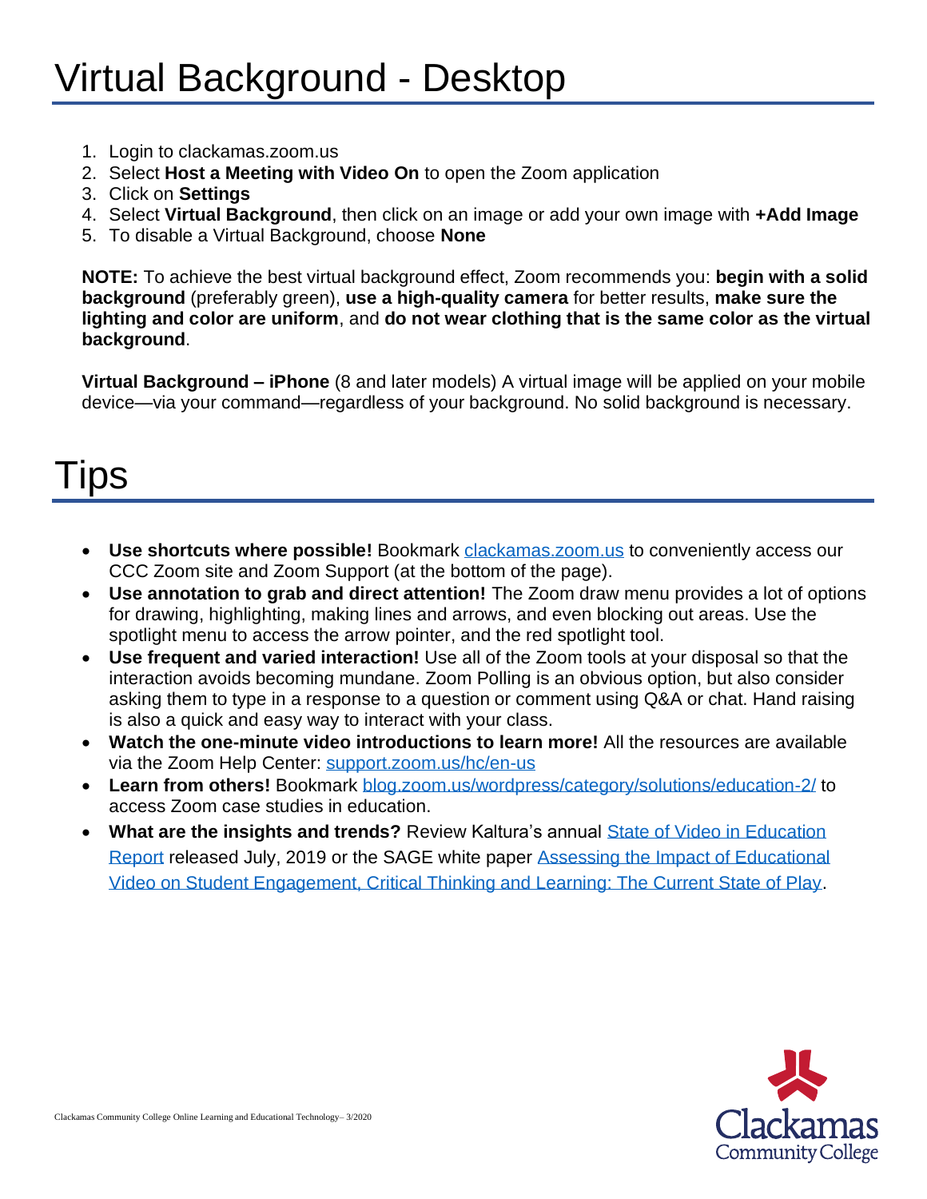# Virtual Background - Desktop

1. Login to clackamas.zoom.us
2. Select **Host a Meeting with Video On** to open the Zoom application
3. Click on **Settings**
4. Select **Virtual Background**, then click on an image or add your own image with **+Add Image**
5. To disable a Virtual Background, choose **None**

**NOTE:** To achieve the best virtual background effect, Zoom recommends you: **begin with a solid background** (preferably green), **use a high-quality camera** for better results, **make sure the lighting and color are uniform**, and **do not wear clothing that is the same color as the virtual background**.

**Virtual Background – iPhone** (8 and later models) A virtual image will be applied on your mobile device—via your command—regardless of your background. No solid background is necessary.

# Tips

- **Use shortcuts where possible!** Bookmark [clackamas.zoom.us](clackamas.zoom.us) to conveniently access our CCC Zoom site and Zoom Support (at the bottom of the page).
- **Use annotation to grab and direct attention!** The Zoom draw menu provides a lot of options for drawing, highlighting, making lines and arrows, and even blocking out areas. Use the spotlight menu to access the arrow pointer, and the red spotlight tool.
- **Use frequent and varied interaction!** Use all of the Zoom tools at your disposal so that the interaction avoids becoming mundane. Zoom Polling is an obvious option, but also consider asking them to type in a response to a question or comment using Q&A or chat. Hand raising is also a quick and easy way to interact with your class.
- **Watch the one-minute video introductions to learn more!** All the resources are available via the Zoom Help Center: [support.zoom.us/hc/en-us](support.zoom.us/hc/en-us)
- **Learn from others!** Bookmark [blog.zoom.us/wordpress/category/solutions/education-2/](blog.zoom.us/wordpress/category/solutions/education-2/) to access Zoom case studies in education.
- **What are the insights and trends?** Review Kaltura's annual State of Video in Education Report released July, 2019 or the SAGE white paper Assessing the Impact of Educational Video on Student Engagement, Critical Thinking and Learning: The Current State of Play.

Clackamas Community College Online Learning and Educational Technology– 3/2020

Clackamas Community College